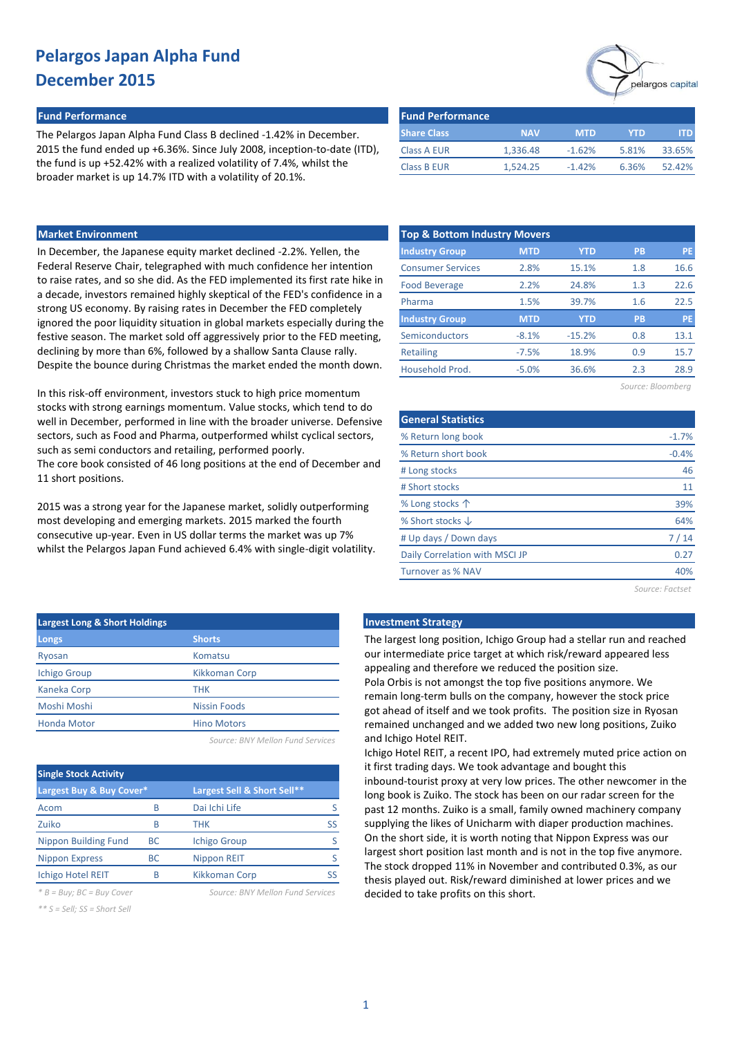# Pelargos Japan Alpha Fund
# December 2015

## Fund Performance

The Pelargos Japan Alpha Fund Class B declined -1.42% in December. 2015 the fund ended up +6.36%. Since July 2008, inception-to-date (ITD), the fund is up +52.42% with a realized volatility of 7.4%, whilst the broader market is up 14.7% ITD with a volatility of 20.1%.

| Share Class | NAV | MTD | YTD | ITD |
|---|---|---|---|---|
| Class A EUR | 1,336.48 | -1.62% | 5.81% | 33.65% |
| Class B EUR | 1,524.25 | -1.42% | 6.36% | 52.42% |

## Market Environment

In December, the Japanese equity market declined -2.2%. Yellen, the Federal Reserve Chair, telegraphed with much confidence her intention to raise rates, and so she did. As the FED implemented its first rate hike in a decade, investors remained highly skeptical of the FED's confidence in a strong US economy. By raising rates in December the FED completely ignored the poor liquidity situation in global markets especially during the festive season. The market sold off aggressively prior to the FED meeting, declining by more than 6%, followed by a shallow Santa Clause rally. Despite the bounce during Christmas the market ended the month down.

In this risk-off environment, investors stuck to high price momentum stocks with strong earnings momentum. Value stocks, which tend to do well in December, performed in line with the broader universe. Defensive sectors, such as Food and Pharma, outperformed whilst cyclical sectors, such as semi conductors and retailing, performed poorly.
The core book consisted of 46 long positions at the end of December and 11 short positions.

2015 was a strong year for the Japanese market, solidly outperforming most developing and emerging markets. 2015 marked the fourth consecutive up-year. Even in US dollar terms the market was up 7% whilst the Pelargos Japan Fund achieved 6.4% with single-digit volatility.

## Top & Bottom Industry Movers

| Industry Group | MTD | YTD | PB | PE |
|---|---|---|---|---|
| Consumer Services | 2.8% | 15.1% | 1.8 | 16.6 |
| Food Beverage | 2.2% | 24.8% | 1.3 | 22.6 |
| Pharma | 1.5% | 39.7% | 1.6 | 22.5 |
| **Industry Group** | **MTD** | **YTD** | **PB** | **PE** |
| Semiconductors | -8.1% | -15.2% | 0.8 | 13.1 |
| Retailing | -7.5% | 18.9% | 0.9 | 15.7 |
| Household Prod. | -5.0% | 36.6% | 2.3 | 28.9 |

*Source: Bloomberg*

## General Statistics

| | |
|---|---|
| % Return long book | -1.7% |
| % Return short book | -0.4% |
| # Long stocks | 46 |
| # Short stocks | 11 |
| % Long stocks ↑ | 39% |
| % Short stocks ↓ | 64% |
| # Up days / Down days | 7 / 14 |
| Daily Correlation with MSCI JP | 0.27 |
| Turnover as % NAV | 40% |

*Source: Factset*

## Largest Long & Short Holdings

| Longs | Shorts |
|---|---|
| Ryosan | Komatsu |
| Ichigo Group | Kikkoman Corp |
| Kaneka Corp | THK |
| Moshi Moshi | Nissin Foods |
| Honda Motor | Hino Motors |

*Source: BNY Mellon Fund Services*

## Single Stock Activity

| Largest Buy & Buy Cover* | | Largest Sell & Short Sell** | |
|---|---|---|---|
| Acom | B | Dai Ichi Life | S |
| Zuiko | B | THK | SS |
| Nippon Building Fund | BC | Ichigo Group | S |
| Nippon Express | BC | Nippon REIT | S |
| Ichigo Hotel REIT | B | Kikkoman Corp | SS |

*\* B = Buy; BC = Buy Cover*
*\*\* S = Sell; SS = Short Sell*

*Source: BNY Mellon Fund Services*

## Investment Strategy

The largest long position, Ichigo Group had a stellar run and reached our intermediate price target at which risk/reward appeared less appealing and therefore we reduced the position size.
Pola Orbis is not amongst the top five positions anymore. We remain long-term bulls on the company, however the stock price got ahead of itself and we took profits. The position size in Ryosan remained unchanged and we added two new long positions, Zuiko and Ichigo Hotel REIT.
Ichigo Hotel REIT, a recent IPO, had extremely muted price action on it first trading days. We took advantage and bought this inbound-tourist proxy at very low prices. The other newcomer in the long book is Zuiko. The stock has been on our radar screen for the past 12 months. Zuiko is a small, family owned machinery company supplying the likes of Unicharm with diaper production machines.
On the short side, it is worth noting that Nippon Express was our largest short position last month and is not in the top five anymore. The stock dropped 11% in November and contributed 0.3%, as our thesis played out. Risk/reward diminished at lower prices and we decided to take profits on this short.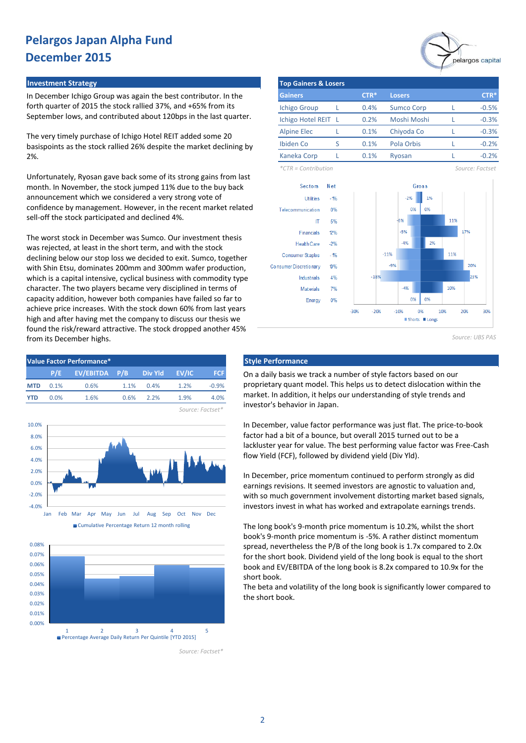# Pelargos Japan Alpha Fund
# December 2015

## Investment Strategy

In December Ichigo Group was again the best contributor. In the forth quarter of 2015 the stock rallied 37%, and +65% from its September lows, and contributed about 120bps in the last quarter.

The very timely purchase of Ichigo Hotel REIT added some 20 basispoints as the stock rallied 26% despite the market declining by 2%.

Unfortunately, Ryosan gave back some of its strong gains from last month. In November, the stock jumped 11% due to the buy back announcement which we considered a very strong vote of confidence by management. However, in the recent market related sell-off the stock participated and declined 4%.

The worst stock in December was Sumco. Our investment thesis was rejected, at least in the short term, and with the stock declining below our stop loss we decided to exit. Sumco, together with Shin Etsu, dominates 200mm and 300mm wafer production, which is a capital intensive, cyclical business with commodity type character. The two players became very disciplined in terms of capacity addition, however both companies have failed so far to achieve price increases. With the stock down 60% from last years high and after having met the company to discuss our thesis we found the risk/reward attractive. The stock dropped another 45% from its December highs.

## Top Gainers & Losers

| Gainers | | CTR* | Losers | | CTR* |
|---|---|---|---|---|---|
| Ichigo Group | L | 0.4% | Sumco Corp | L | -0.5% |
| Ichigo Hotel REIT | L | 0.2% | Moshi Moshi | L | -0.3% |
| Alpine Elec | L | 0.1% | Chiyoda Co | L | -0.3% |
| Ibiden Co | S | 0.1% | Pola Orbis | L | -0.2% |
| Kaneka Corp | L | 0.1% | Ryosan | L | -0.2% |

*CTR = Contribution

Source: Factset

| Sectors | Net | Gross Shorts | Gross Longs |
|---|---|---|---|
| Utilities | -1% | -2% | 1% |
| Telecommunication | 0% | 0% | 0% |
| IT | 5% | -6% | 11% |
| Financials | 12% | -5% | 17% |
| Health Care | -2% | -4% | 2% |
| Consumer Staples | -1% | -11% | 11% |
| Consumer Discretionary | 10% | -9% | 20% |
| Industrials | 4% | -18% | 23% |
| Materials | 7% | -4% | 10% |
| Energy | 0% | 0% | 0% |

Source: UBS PAS

## Value Factor Performance*

| | P/E | EV/EBITDA | P/B | Div Yld | EV/IC | FCF |
|---|---|---|---|---|---|---|
| MTD | 0.1% | 0.6% | 1.1% | 0.4% | 1.2% | -0.9% |
| YTD | 0.0% | 1.6% | 0.6% | 2.2% | 1.9% | 4.0% |

Source: Factset*

Cumulative Percentage Return 12 month rolling

Percentage Average Daily Return Per Quintile [YTD 2015]

Source: Factset*

## Style Performance

On a daily basis we track a number of style factors based on our proprietary quant model. This helps us to detect dislocation within the market. In addition, it helps our understanding of style trends and investor's behavior in Japan.

In December, value factor performance was just flat. The price-to-book factor had a bit of a bounce, but overall 2015 turned out to be a lackluster year for value. The best performing value factor was Free-Cash flow Yield (FCF), followed by dividend yield (Div Yld).

In December, price momentum continued to perform strongly as did earnings revisions. It seemed investors are agnostic to valuation and, with so much government involvement distorting market based signals, investors invest in what has worked and extrapolate earnings trends.

The long book's 9-month price momentum is 10.2%, whilst the short book's 9-month price momentum is -5%. A rather distinct momentum spread, nevertheless the P/B of the long book is 1.7x compared to 2.0x for the short book. Dividend yield of the long book is equal to the short book and EV/EBITDA of the long book is 8.2x compared to 10.9x for the short book.

The beta and volatility of the long book is significantly lower compared to the short book.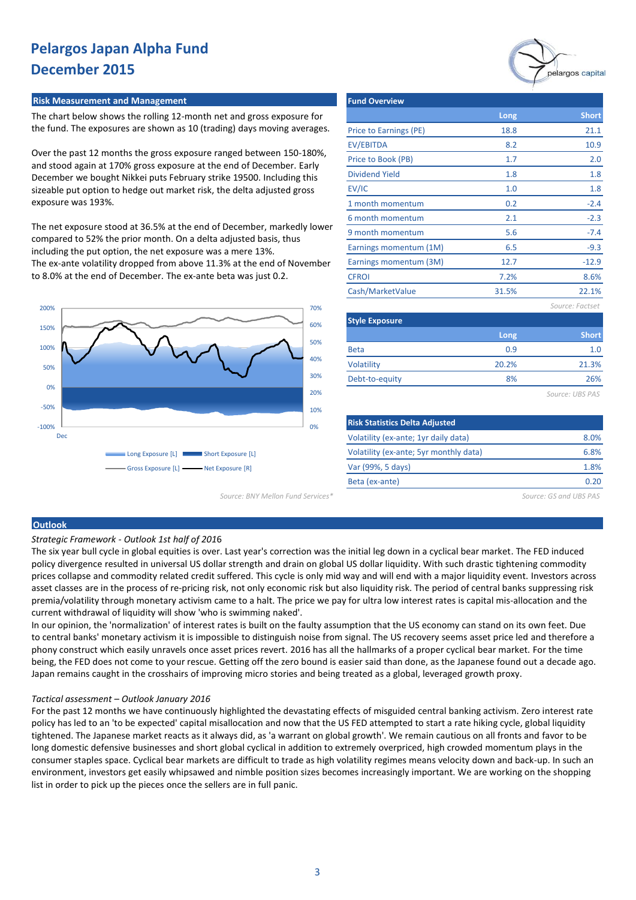# Pelargos Japan Alpha Fund
# December 2015

## Risk Measurement and Management

The chart below shows the rolling 12-month net and gross exposure for the fund. The exposures are shown as 10 (trading) days moving averages.

Over the past 12 months the gross exposure ranged between 150-180%, and stood again at 170% gross exposure at the end of December. Early December we bought Nikkei puts February strike 19500. Including this sizeable put option to hedge out market risk, the delta adjusted gross exposure was 193%.

The net exposure stood at 36.5% at the end of December, markedly lower compared to 52% the prior month. On a delta adjusted basis, thus including the put option, the net exposure was a mere 13%.
The ex-ante volatility dropped from above 11.3% at the end of November to 8.0% at the end of December. The ex-ante beta was just 0.2.

Long Exposure [L] | Short Exposure [L] | Gross Exposure [L] | Net Exposure [R]

Source: BNY Mellon Fund Services*

## Fund Overview

| | Long | Short |
|---|---|---|
| Price to Earnings (PE) | 18.8 | 21.1 |
| EV/EBITDA | 8.2 | 10.9 |
| Price to Book (PB) | 1.7 | 2.0 |
| Dividend Yield | 1.8 | 1.8 |
| EV/IC | 1.0 | 1.8 |
| 1 month momentum | 0.2 | -2.4 |
| 6 month momentum | 2.1 | -2.3 |
| 9 month momentum | 5.6 | -7.4 |
| Earnings momentum (1M) | 6.5 | -9.3 |
| Earnings momentum (3M) | 12.7 | -12.9 |
| CFROI | 7.2% | 8.6% |
| Cash/MarketValue | 31.5% | 22.1% |

*Source: Factset*

## Style Exposure

| | Long | Short |
|---|---|---|
| Beta | 0.9 | 1.0 |
| Volatility | 20.2% | 21.3% |
| Debt-to-equity | 8% | 26% |

*Source: UBS PAS*

## Risk Statistics Delta Adjusted

| | |
|---|---|
| Volatility (ex-ante; 1yr daily data) | 8.0% |
| Volatility (ex-ante; 5yr monthly data) | 6.8% |
| Var (99%, 5 days) | 1.8% |
| Beta (ex-ante) | 0.20 |

*Source: GS and UBS PAS*

## Outlook

*Strategic Framework - Outlook 1st half of 2016*

The six year bull cycle in global equities is over. Last year's correction was the initial leg down in a cyclical bear market. The FED induced policy divergence resulted in universal US dollar strength and drain on global US dollar liquidity. With such drastic tightening commodity prices collapse and commodity related credit suffered. This cycle is only mid way and will end with a major liquidity event. Investors across asset classes are in the process of re-pricing risk, not only economic risk but also liquidity risk. The period of central banks suppressing risk premia/volatility through monetary activism came to a halt. The price we pay for ultra low interest rates is capital mis-allocation and the current withdrawal of liquidity will show 'who is swimming naked'.
In our opinion, the 'normalization' of interest rates is built on the faulty assumption that the US economy can stand on its own feet. Due to central banks' monetary activism it is impossible to distinguish noise from signal. The US recovery seems asset price led and therefore a phony construct which easily unravels once asset prices revert. 2016 has all the hallmarks of a proper cyclical bear market. For the time being, the FED does not come to your rescue. Getting off the zero bound is easier said than done, as the Japanese found out a decade ago. Japan remains caught in the crosshairs of improving micro stories and being treated as a global, leveraged growth proxy.

*Tactical assessment – Outlook January 2016*

For the past 12 months we have continuously highlighted the devastating effects of misguided central banking activism. Zero interest rate policy has led to an 'to be expected' capital misallocation and now that the US FED attempted to start a rate hiking cycle, global liquidity tightened. The Japanese market reacts as it always did, as 'a warrant on global growth'. We remain cautious on all fronts and favor to be long domestic defensive businesses and short global cyclical in addition to extremely overpriced, high crowded momentum plays in the consumer staples space. Cyclical bear markets are difficult to trade as high volatility regimes means velocity down and back-up. In such an environment, investors get easily whipsawed and nimble position sizes becomes increasingly important. We are working on the shopping list in order to pick up the pieces once the sellers are in full panic.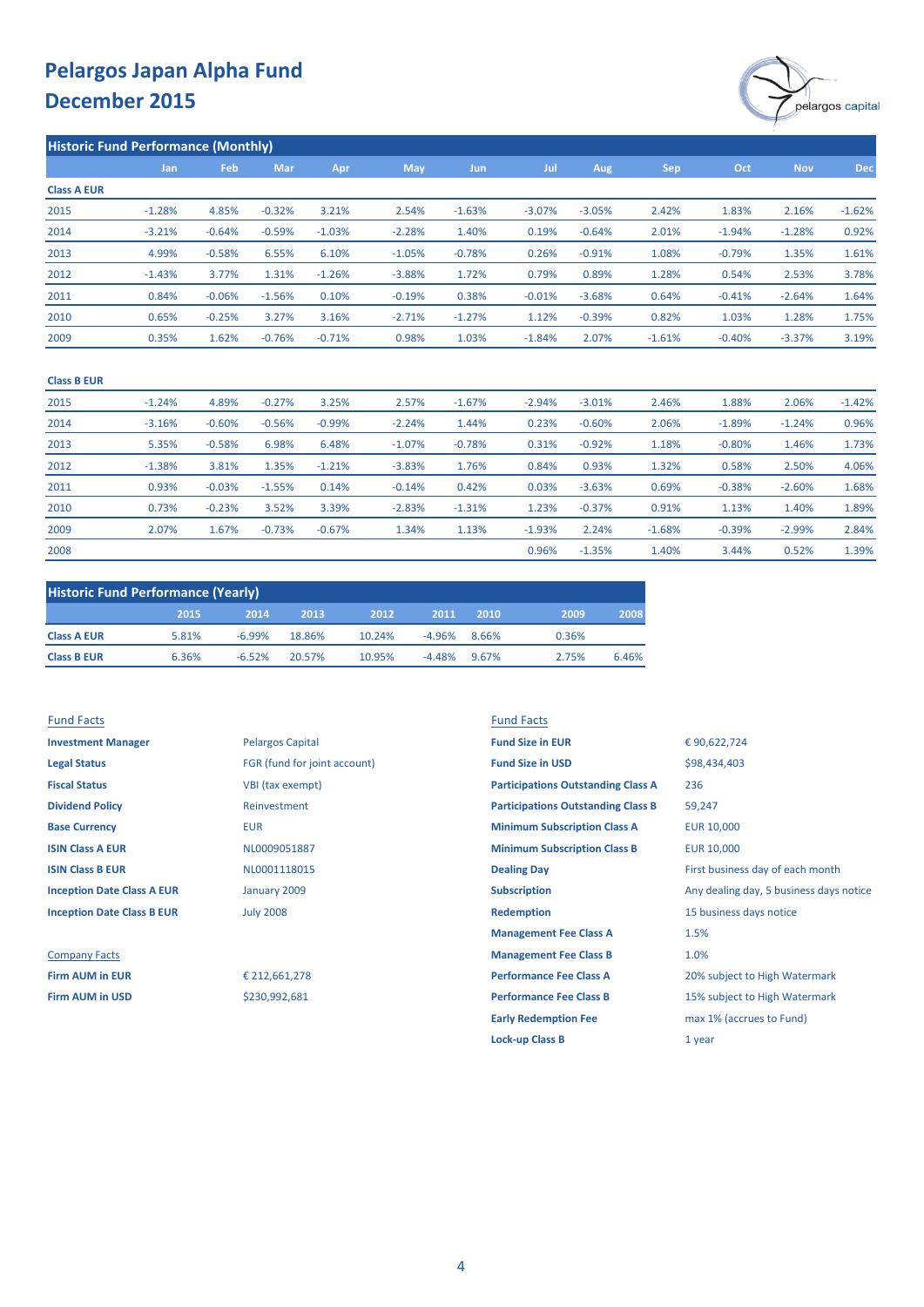# Pelargos Japan Alpha Fund
# December 2015

## Historic Fund Performance (Monthly)

| | Jan | Feb | Mar | Apr | May | Jun | Jul | Aug | Sep | Oct | Nov | Dec |
|---|---|---|---|---|---|---|---|---|---|---|---|---|
| **Class A EUR** | | | | | | | | | | | | |
| 2015 | -1.28% | 4.85% | -0.32% | 3.21% | 2.54% | -1.63% | -3.07% | -3.05% | 2.42% | 1.83% | 2.16% | -1.62% |
| 2014 | -3.21% | -0.64% | -0.59% | -1.03% | -2.28% | 1.40% | 0.19% | -0.64% | 2.01% | -1.94% | -1.28% | 0.92% |
| 2013 | 4.99% | -0.58% | 6.55% | 6.10% | -1.05% | -0.78% | 0.26% | -0.91% | 1.08% | -0.79% | 1.35% | 1.61% |
| 2012 | -1.43% | 3.77% | 1.31% | -1.26% | -3.88% | 1.72% | 0.79% | 0.89% | 1.28% | 0.54% | 2.53% | 3.78% |
| 2011 | 0.84% | -0.06% | -1.56% | 0.10% | -0.19% | 0.38% | -0.01% | -3.68% | 0.64% | -0.41% | -2.64% | 1.64% |
| 2010 | 0.65% | -0.25% | 3.27% | 3.16% | -2.71% | -1.27% | 1.12% | -0.39% | 0.82% | 1.03% | 1.28% | 1.75% |
| 2009 | 0.35% | 1.62% | -0.76% | -0.71% | 0.98% | 1.03% | -1.84% | 2.07% | -1.61% | -0.40% | -3.37% | 3.19% |
| **Class B EUR** | | | | | | | | | | | | |
| 2015 | -1.24% | 4.89% | -0.27% | 3.25% | 2.57% | -1.67% | -2.94% | -3.01% | 2.46% | 1.88% | 2.06% | -1.42% |
| 2014 | -3.16% | -0.60% | -0.56% | -0.99% | -2.24% | 1.44% | 0.23% | -0.60% | 2.06% | -1.89% | -1.24% | 0.96% |
| 2013 | 5.35% | -0.58% | 6.98% | 6.48% | -1.07% | -0.78% | 0.31% | -0.92% | 1.18% | -0.80% | 1.46% | 1.73% |
| 2012 | -1.38% | 3.81% | 1.35% | -1.21% | -3.83% | 1.76% | 0.84% | 0.93% | 1.32% | 0.58% | 2.50% | 4.06% |
| 2011 | 0.93% | -0.03% | -1.55% | 0.14% | -0.14% | 0.42% | 0.03% | -3.63% | 0.69% | -0.38% | -2.60% | 1.68% |
| 2010 | 0.73% | -0.23% | 3.52% | 3.39% | -2.83% | -1.31% | 1.23% | -0.37% | 0.91% | 1.13% | 1.40% | 1.89% |
| 2009 | 2.07% | 1.67% | -0.73% | -0.67% | 1.34% | 1.13% | -1.93% | 2.24% | -1.68% | -0.39% | -2.99% | 2.84% |
| 2008 | | | | | | | 0.96% | -1.35% | 1.40% | 3.44% | 0.52% | 1.39% |

## Historic Fund Performance (Yearly)

| | 2015 | 2014 | 2013 | 2012 | 2011 | 2010 | 2009 | 2008 |
|---|---|---|---|---|---|---|---|---|
| **Class A EUR** | 5.81% | -6.99% | 18.86% | 10.24% | -4.96% | 8.66% | 0.36% | |
| **Class B EUR** | 6.36% | -6.52% | 20.57% | 10.95% | -4.48% | 9.67% | 2.75% | 6.46% |

### Fund Facts

| | |
|---|---|
| **Investment Manager** | Pelargos Capital |
| **Legal Status** | FGR (fund for joint account) |
| **Fiscal Status** | VBI (tax exempt) |
| **Dividend Policy** | Reinvestment |
| **Base Currency** | EUR |
| **ISIN Class A EUR** | NL0009051887 |
| **ISIN Class B EUR** | NL0001118015 |
| **Inception Date Class A EUR** | January 2009 |
| **Inception Date Class B EUR** | July 2008 |

### Company Facts

| | |
|---|---|
| **Firm AUM in EUR** | € 212,661,278 |
| **Firm AUM in USD** | $230,992,681 |

### Fund Facts

| | |
|---|---|
| **Fund Size in EUR** | € 90,622,724 |
| **Fund Size in USD** | $98,434,403 |
| **Participations Outstanding Class A** | 236 |
| **Participations Outstanding Class B** | 59,247 |
| **Minimum Subscription Class A** | EUR 10,000 |
| **Minimum Subscription Class B** | EUR 10,000 |
| **Dealing Day** | First business day of each month |
| **Subscription** | Any dealing day, 5 business days notice |
| **Redemption** | 15 business days notice |
| **Management Fee Class A** | 1.5% |
| **Management Fee Class B** | 1.0% |
| **Performance Fee Class A** | 20% subject to High Watermark |
| **Performance Fee Class B** | 15% subject to High Watermark |
| **Early Redemption Fee** | max 1% (accrues to Fund) |
| **Lock-up Class B** | 1 year |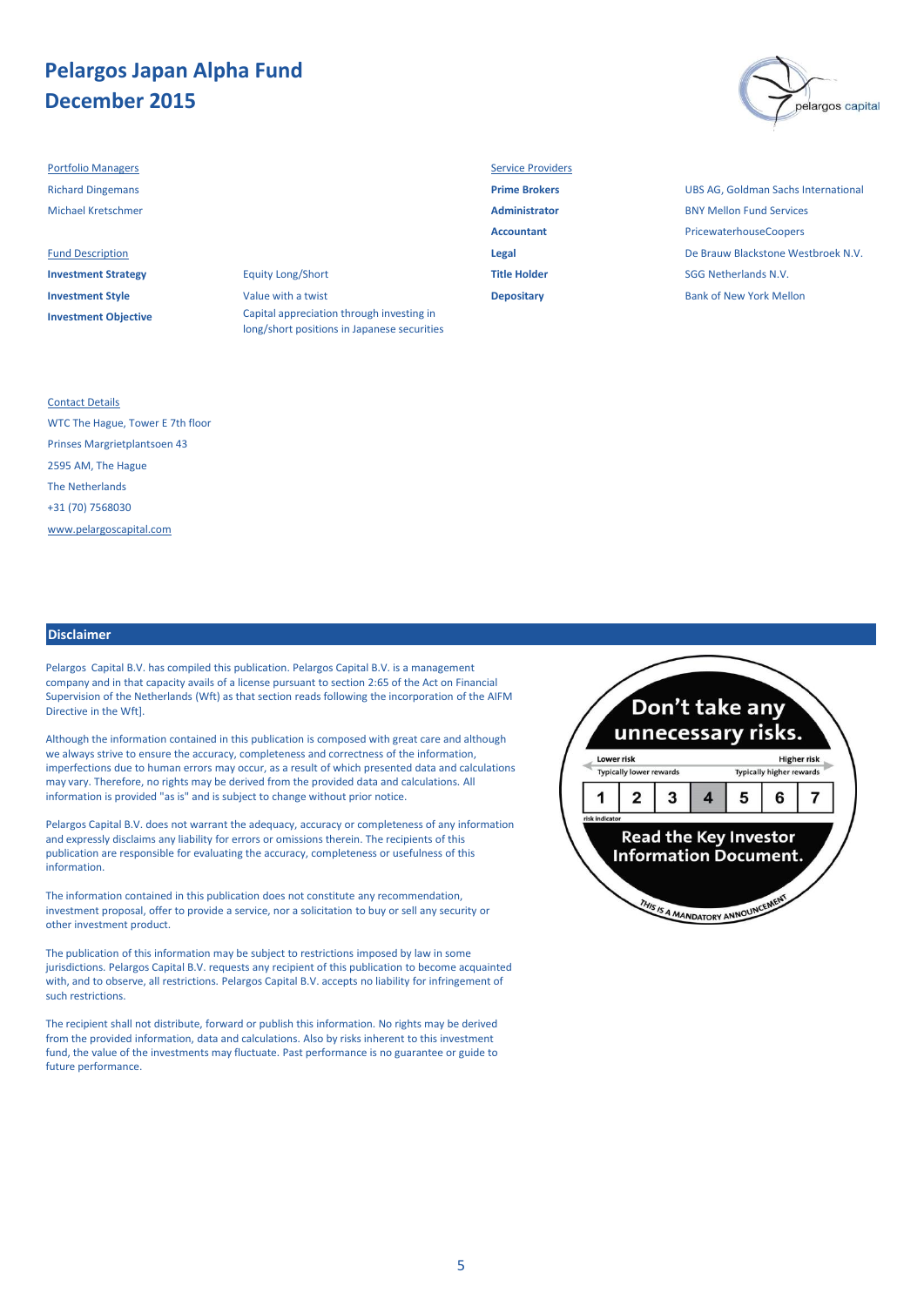# Pelargos Japan Alpha Fund
# December 2015

pelargos capital

Portfolio Managers

Richard Dingemans

Michael Kretschmer

Fund Description

| | |
|---|---|
| **Investment Strategy** | Equity Long/Short |
| **Investment Style** | Value with a twist |
| **Investment Objective** | Capital appreciation through investing in long/short positions in Japanese securities |

Service Providers

| | |
|---|---|
| **Prime Brokers** | UBS AG, Goldman Sachs International |
| **Administrator** | BNY Mellon Fund Services |
| **Accountant** | PricewaterhouseCoopers |
| **Legal** | De Brauw Blackstone Westbroek N.V. |
| **Title Holder** | SGG Netherlands N.V. |
| **Depositary** | Bank of New York Mellon |

Contact Details

WTC The Hague, Tower E 7th floor
Prinses Margrietplantsoen 43
2595 AM, The Hague
The Netherlands
+31 (70) 7568030
www.pelargoscapital.com

## Disclaimer

Pelargos Capital B.V. has compiled this publication. Pelargos Capital B.V. is a management company and in that capacity avails of a license pursuant to section 2:65 of the Act on Financial Supervision of the Netherlands (Wft) as that section reads following the incorporation of the AIFM Directive in the Wft].

Although the information contained in this publication is composed with great care and although we always strive to ensure the accuracy, completeness and correctness of the information, imperfections due to human errors may occur, as a result of which presented data and calculations may vary. Therefore, no rights may be derived from the provided data and calculations. All information is provided "as is" and is subject to change without prior notice.

Pelargos Capital B.V. does not warrant the adequacy, accuracy or completeness of any information and expressly disclaims any liability for errors or omissions therein. The recipients of this publication are responsible for evaluating the accuracy, completeness or usefulness of this information.

The information contained in this publication does not constitute any recommendation, investment proposal, offer to provide a service, nor a solicitation to buy or sell any security or other investment product.

The publication of this information may be subject to restrictions imposed by law in some jurisdictions. Pelargos Capital B.V. requests any recipient of this publication to become acquainted with, and to observe, all restrictions. Pelargos Capital B.V. accepts no liability for infringement of such restrictions.

The recipient shall not distribute, forward or publish this information. No rights may be derived from the provided information, data and calculations. Also by risks inherent to this investment fund, the value of the investments may fluctuate. Past performance is no guarantee or guide to future performance.

Don't take any unnecessary risks.

Lower risk — Higher risk
Typically lower rewards — Typically higher rewards

1 2 3 **4** 5 6 7

risk indicator

Read the Key Investor Information Document.

THIS IS A MANDATORY ANNOUNCEMENT